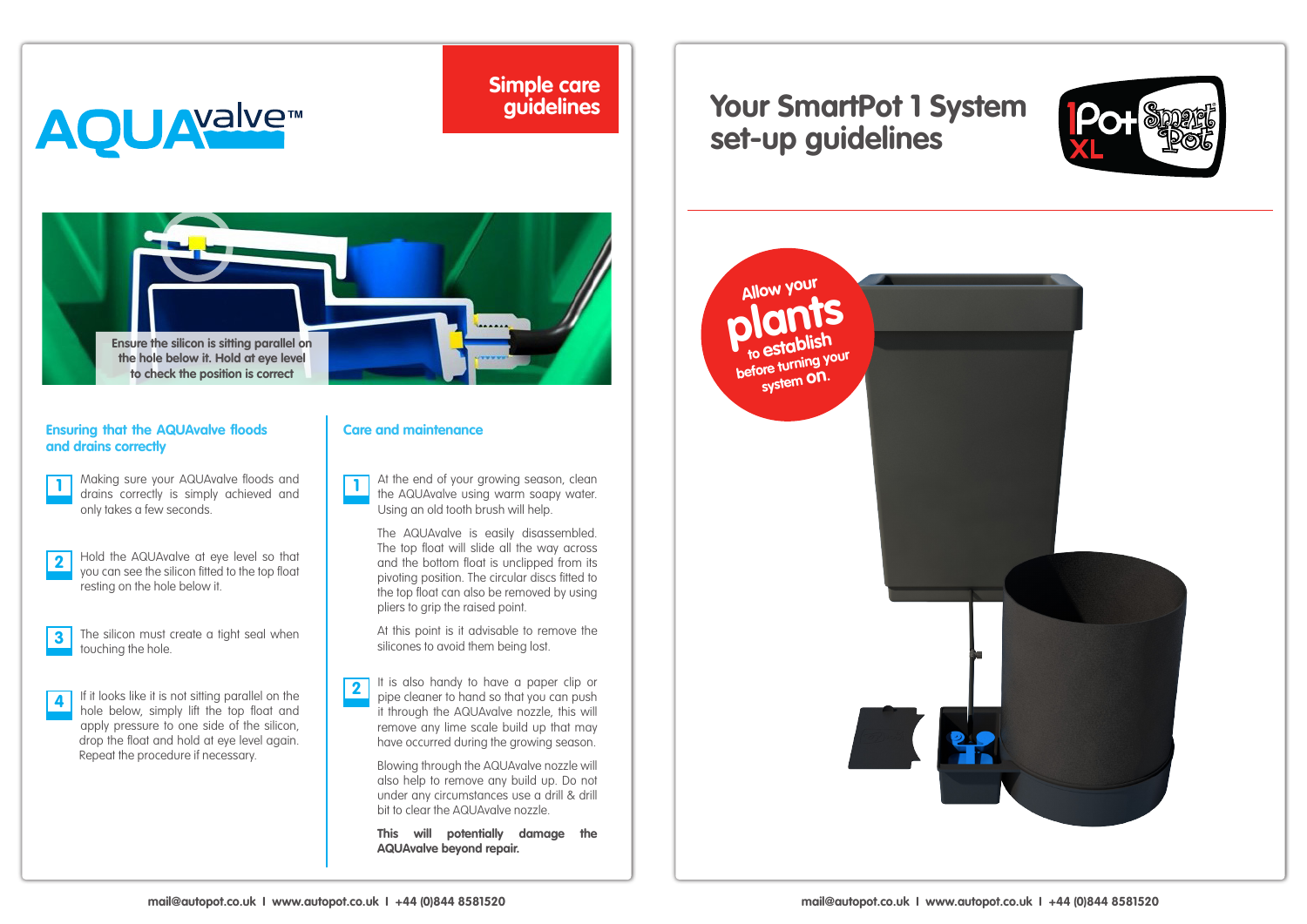# AQUAvalve™

## Simple care guidelines

Ensure the silicon is sitting parallel on the hole below it. Hold at eye level to check the position is correct

### Ensuring that the AQUAvalve floods and drains correctly

1. Making sure your AQUAvalve floods and drains correctly is simply achieved and only takes a few seconds.

2. Hold the AQUAvalve at eye level so that you can see the silicon fitted to the top float resting on the hole below it.

3. The silicon must create a tight seal when touching the hole.

4. If it looks like it is not sitting parallel on the hole below, simply lift the top float and apply pressure to one side of the silicon, drop the float and hold at eye level again. Repeat the procedure if necessary.

### Care and maintenance

1. At the end of your growing season, clean the AQUAvalve using warm soapy water. Using an old tooth brush will help.

   The AQUAvalve is easily disassembled. The top float will slide all the way across and the bottom float is unclipped from its pivoting position. The circular discs fitted to the top float can also be removed by using pliers to grip the raised point.

   At this point is it advisable to remove the silicones to avoid them being lost.

2. It is also handy to have a paper clip or pipe cleaner to hand so that you can push it through the AQUAvalve nozzle, this will remove any lime scale build up that may have occurred during the growing season.

   Blowing through the AQUAvalve nozzle will also help to remove any build up. Do not under any circumstances use a drill & drill bit to clear the AQUAvalve nozzle.

   **This will potentially damage the AQUAvalve beyond repair.**

mail@autopot.co.uk I www.autopot.co.uk I +44 (0)844 8581520

# Your SmartPot 1 System set-up guidelines

1Pot XL SmartPot

Allow your plants to establish before turning your system on.

mail@autopot.co.uk I www.autopot.co.uk I +44 (0)844 8581520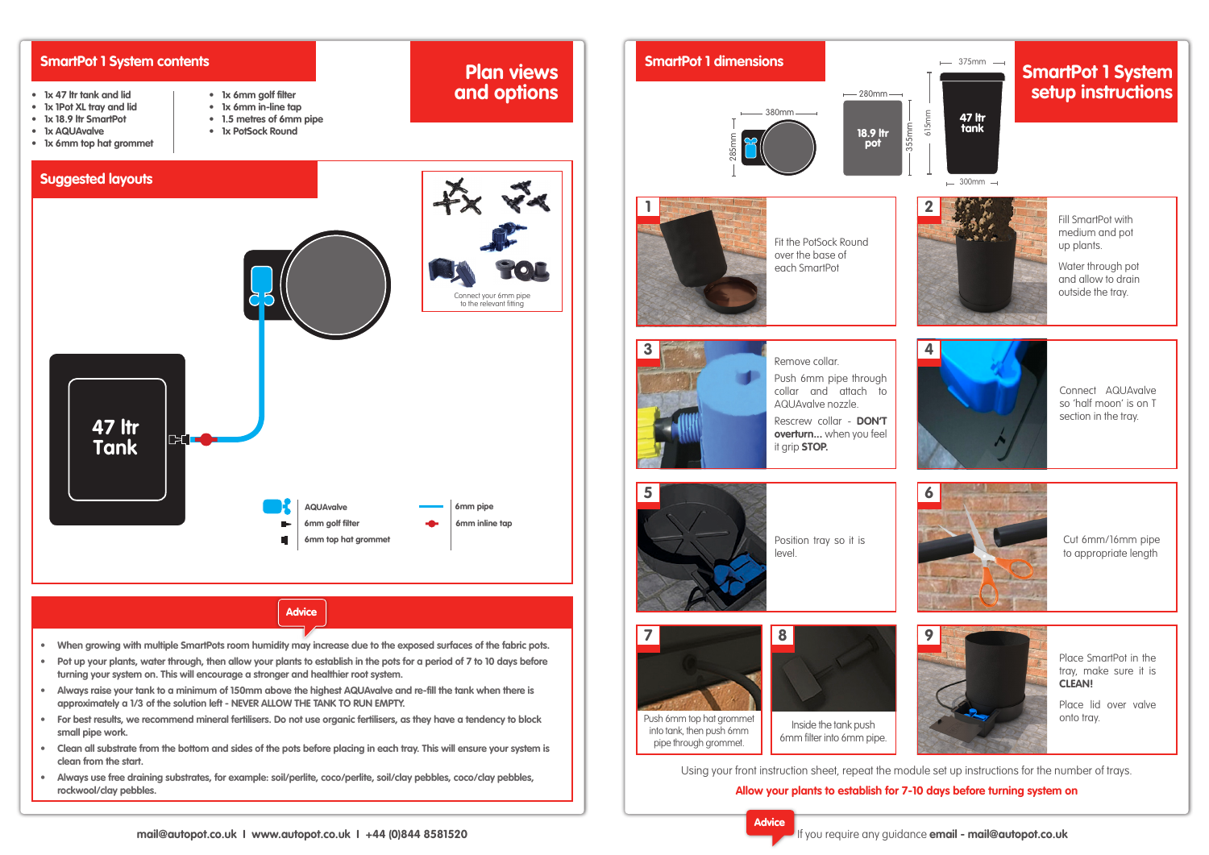## SmartPot 1 System contents

- 1x 47 ltr tank and lid
- 1x 1Pot XL tray and lid
- 1x 18.9 ltr SmartPot
- 1x AQUAvalve
- 1x 6mm top hat grommet
- 1x 6mm golf filter
- 1x 6mm in-line tap
- 1.5 metres of 6mm pipe
- 1x PotSock Round

# Plan views and options

## Suggested layouts

47 ltr Tank

Connect your 6mm pipe to the relevant fitting

- AQUAvalve
- 6mm golf filter
- 6mm top hat grommet
- 6mm pipe
- 6mm inline tap

### Advice

- When growing with multiple SmartPots room humidity may increase due to the exposed surfaces of the fabric pots.
- Pot up your plants, water through, then allow your plants to establish in the pots for a period of 7 to 10 days before turning your system on. This will encourage a stronger and healthier root system.
- Always raise your tank to a minimum of 150mm above the highest AQUAvalve and re-fill the tank when there is approximately a 1/3 of the solution left - NEVER ALLOW THE TANK TO RUN EMPTY.
- For best results, we recommend mineral fertilisers. Do not use organic fertilisers, as they have a tendency to block small pipe work.
- Clean all substrate from the bottom and sides of the pots before placing in each tray. This will ensure your system is clean from the start.
- Always use free draining substrates, for example: soil/perlite, coco/perlite, soil/clay pebbles, coco/clay pebbles, rockwool/clay pebbles.

mail@autopot.co.uk | www.autopot.co.uk | +44 (0)844 8581520

## SmartPot 1 dimensions

380mm
285mm
280mm
18.9 ltr pot
355mm
375mm
47 ltr tank
615mm
300mm

# SmartPot 1 System setup instructions

1. Fit the PotSock Round over the base of each SmartPot
2. Fill SmartPot with medium and pot up plants. Water through pot and allow to drain outside the tray.
3. Remove collar. Push 6mm pipe through collar and attach to AQUAvalve nozzle. Rescrew collar - **DON'T overturn...** when you feel it grip **STOP.**
4. Connect AQUAvalve so 'half moon' is on T section in the tray.
5. Position tray so it is level.
6. Cut 6mm/16mm pipe to appropriate length
7. Push 6mm top hat grommet into tank, then push 6mm pipe through grommet.
8. Inside the tank push 6mm filter into 6mm pipe.
9. Place SmartPot in the tray, make sure it is **CLEAN!** Place lid over valve onto tray.

Using your front instruction sheet, repeat the module set up instructions for the number of trays.

**Allow your plants to establish for 7-10 days before turning system on**

**Advice** If you require any guidance **email - mail@autopot.co.uk**